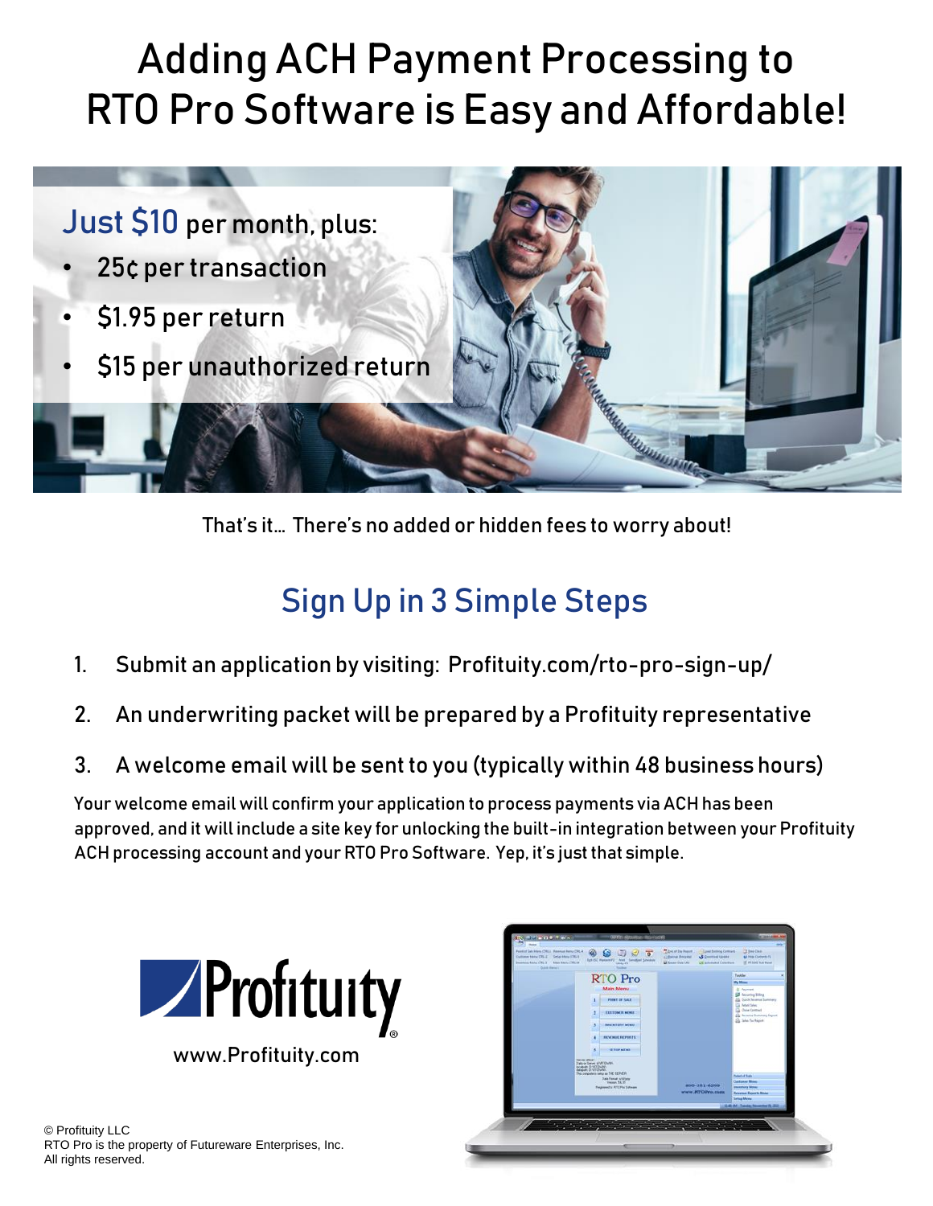# Adding ACH Payment Processing to RTO Pro Software is Easy and Affordable!

Just $10 per month, plus:

- 25¢ per transaction
- $1.95 per return
- $15 per unauthorized return

That's it… There's no added or hidden fees to worry about!

## Sign Up in 3 Simple Steps

1. Submit an application by visiting: Profituity.com/rto-pro-sign-up/
2. An underwriting packet will be prepared by a Profituity representative
3. A welcome email will be sent to you (typically within 48 business hours)

Your welcome email will confirm your application to process payments via ACH has been approved, and it will include a site key for unlocking the built-in integration between your Profituity ACH processing account and your RTO Pro Software. Yep, it's just that simple.

Profituity®

www.Profituity.com

© Profituity LLC
RTO Pro is the property of Futureware Enterprises, Inc.
All rights reserved.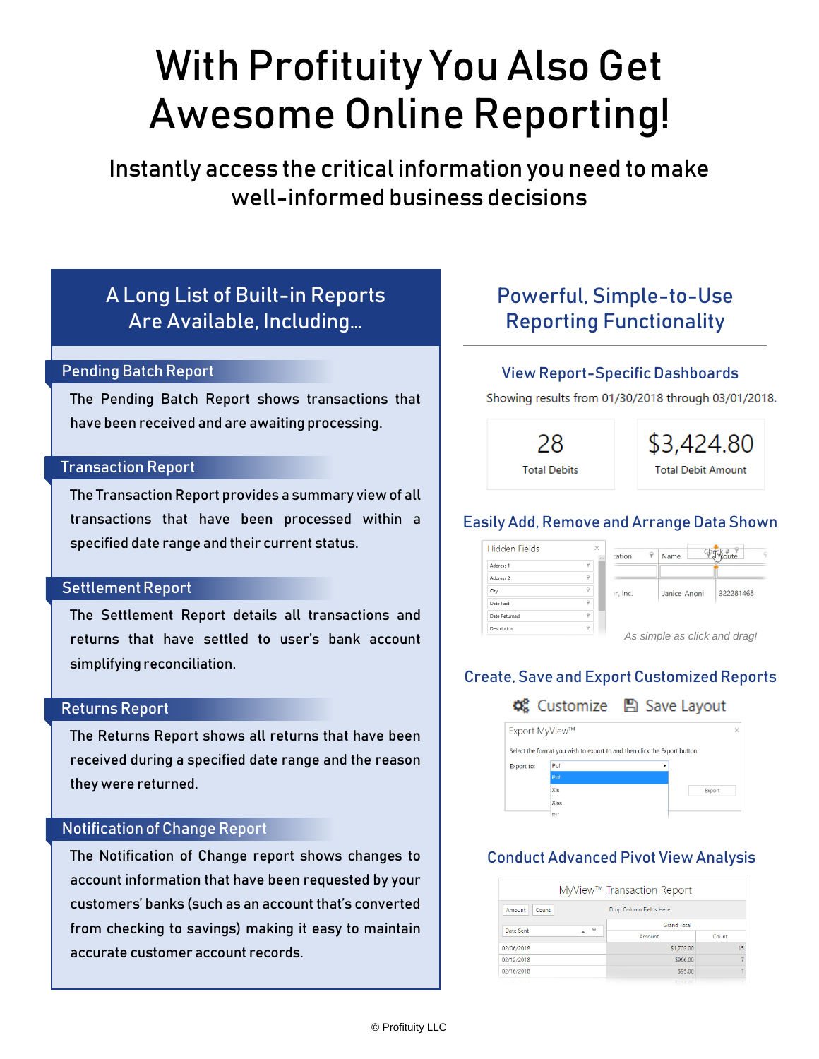# With Profituity You Also Get Awesome Online Reporting!

Instantly access the critical information you need to make well-informed business decisions

## A Long List of Built-in Reports Are Available, Including…

### Pending Batch Report

The Pending Batch Report shows transactions that have been received and are awaiting processing.

### Transaction Report

The Transaction Report provides a summary view of all transactions that have been processed within a specified date range and their current status.

### Settlement Report

The Settlement Report details all transactions and returns that have settled to user's bank account simplifying reconciliation.

### Returns Report

The Returns Report shows all returns that have been received during a specified date range and the reason they were returned.

### Notification of Change Report

The Notification of Change report shows changes to account information that have been requested by your customers' banks (such as an account that's converted from checking to savings) making it easy to maintain accurate customer account records.

## Powerful, Simple-to-Use Reporting Functionality

### View Report-Specific Dashboards

Showing results from 01/30/2018 through 03/01/2018.

28
Total Debits

$3,424.80
Total Debit Amount

### Easily Add, Remove and Arrange Data Shown

*As simple as click and drag!*

### Create, Save and Export Customized Reports

Customize   Save Layout

### Conduct Advanced Pivot View Analysis

MyView™ Transaction Report

© Profituity LLC